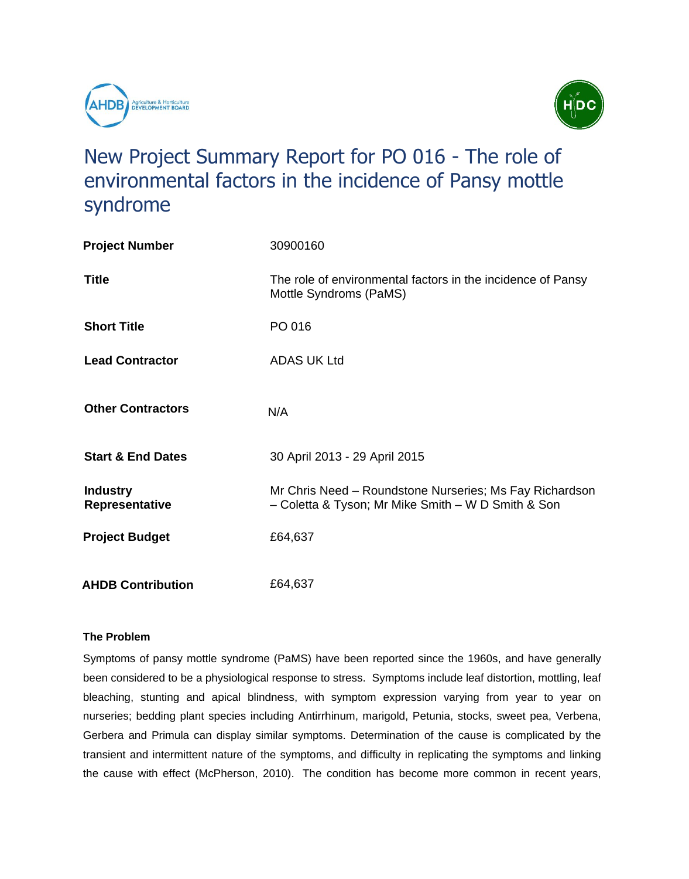# New Project Summary Report for PO 016 - The role of environmental factors in the incidence of Pansy mottle syndrome

| | |
|---|---|
| **Project Number** | 30900160 |
| **Title** | The role of environmental factors in the incidence of Pansy Mottle Syndroms (PaMS) |
| **Short Title** | PO 016 |
| **Lead Contractor** | ADAS UK Ltd |
| **Other Contractors** | N/A |
| **Start & End Dates** | 30 April 2013 - 29 April 2015 |
| **Industry Representative** | Mr Chris Need – Roundstone Nurseries; Ms Fay Richardson – Coletta & Tyson; Mr Mike Smith – W D Smith & Son |
| **Project Budget** | £64,637 |
| **AHDB Contribution** | £64,637 |

### The Problem

Symptoms of pansy mottle syndrome (PaMS) have been reported since the 1960s, and have generally been considered to be a physiological response to stress. Symptoms include leaf distortion, mottling, leaf bleaching, stunting and apical blindness, with symptom expression varying from year to year on nurseries; bedding plant species including Antirrhinum, marigold, Petunia, stocks, sweet pea, Verbena, Gerbera and Primula can display similar symptoms. Determination of the cause is complicated by the transient and intermittent nature of the symptoms, and difficulty in replicating the symptoms and linking the cause with effect (McPherson, 2010). The condition has become more common in recent years,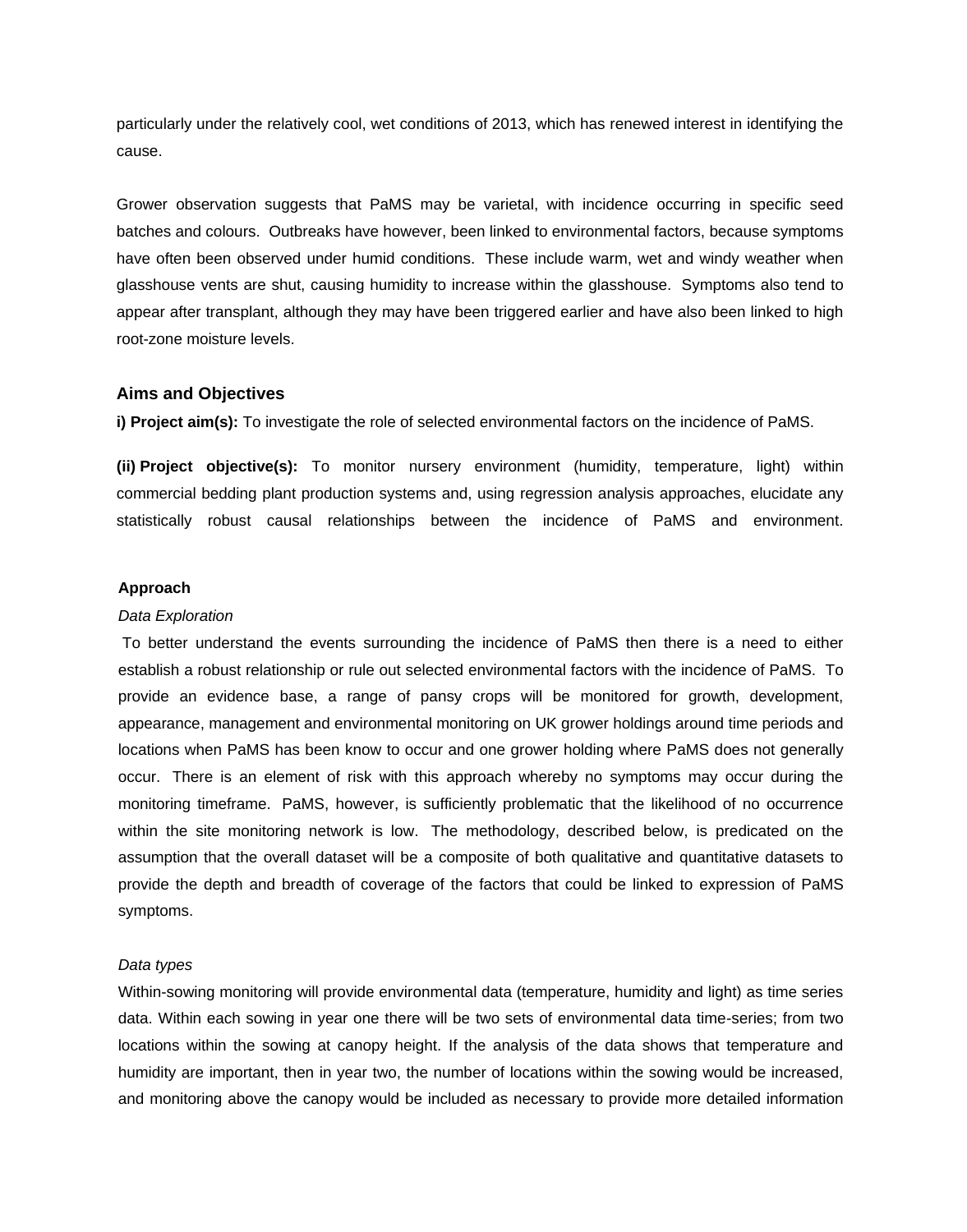particularly under the relatively cool, wet conditions of 2013, which has renewed interest in identifying the cause.

Grower observation suggests that PaMS may be varietal, with incidence occurring in specific seed batches and colours. Outbreaks have however, been linked to environmental factors, because symptoms have often been observed under humid conditions. These include warm, wet and windy weather when glasshouse vents are shut, causing humidity to increase within the glasshouse. Symptoms also tend to appear after transplant, although they may have been triggered earlier and have also been linked to high root-zone moisture levels.

### Aims and Objectives

**i) Project aim(s):** To investigate the role of selected environmental factors on the incidence of PaMS.

**(ii) Project objective(s):** To monitor nursery environment (humidity, temperature, light) within commercial bedding plant production systems and, using regression analysis approaches, elucidate any statistically robust causal relationships between the incidence of PaMS and environment.

**Approach**

*Data Exploration*

To better understand the events surrounding the incidence of PaMS then there is a need to either establish a robust relationship or rule out selected environmental factors with the incidence of PaMS. To provide an evidence base, a range of pansy crops will be monitored for growth, development, appearance, management and environmental monitoring on UK grower holdings around time periods and locations when PaMS has been know to occur and one grower holding where PaMS does not generally occur. There is an element of risk with this approach whereby no symptoms may occur during the monitoring timeframe. PaMS, however, is sufficiently problematic that the likelihood of no occurrence within the site monitoring network is low. The methodology, described below, is predicated on the assumption that the overall dataset will be a composite of both qualitative and quantitative datasets to provide the depth and breadth of coverage of the factors that could be linked to expression of PaMS symptoms.

*Data types*

Within-sowing monitoring will provide environmental data (temperature, humidity and light) as time series data. Within each sowing in year one there will be two sets of environmental data time-series; from two locations within the sowing at canopy height. If the analysis of the data shows that temperature and humidity are important, then in year two, the number of locations within the sowing would be increased, and monitoring above the canopy would be included as necessary to provide more detailed information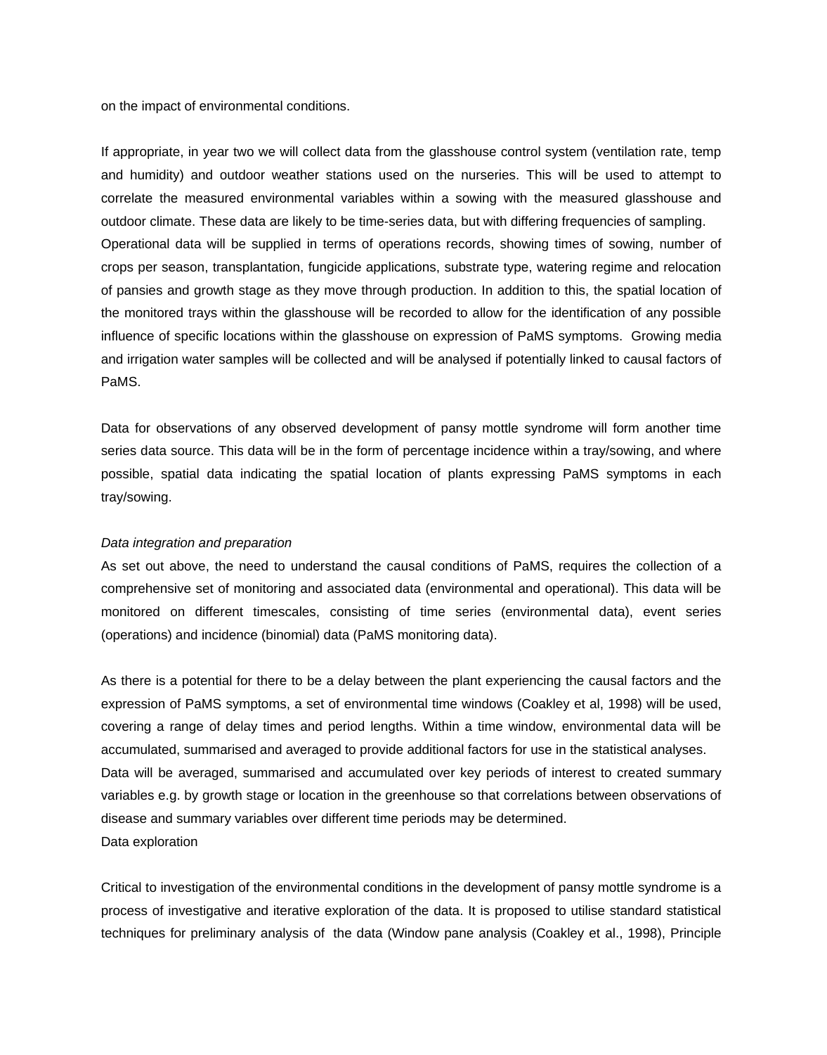on the impact of environmental conditions.

If appropriate, in year two we will collect data from the glasshouse control system (ventilation rate, temp and humidity) and outdoor weather stations used on the nurseries. This will be used to attempt to correlate the measured environmental variables within a sowing with the measured glasshouse and outdoor climate. These data are likely to be time-series data, but with differing frequencies of sampling.

Operational data will be supplied in terms of operations records, showing times of sowing, number of crops per season, transplantation, fungicide applications, substrate type, watering regime and relocation of pansies and growth stage as they move through production. In addition to this, the spatial location of the monitored trays within the glasshouse will be recorded to allow for the identification of any possible influence of specific locations within the glasshouse on expression of PaMS symptoms. Growing media and irrigation water samples will be collected and will be analysed if potentially linked to causal factors of PaMS.

Data for observations of any observed development of pansy mottle syndrome will form another time series data source. This data will be in the form of percentage incidence within a tray/sowing, and where possible, spatial data indicating the spatial location of plants expressing PaMS symptoms in each tray/sowing.

*Data integration and preparation*

As set out above, the need to understand the causal conditions of PaMS, requires the collection of a comprehensive set of monitoring and associated data (environmental and operational). This data will be monitored on different timescales, consisting of time series (environmental data), event series (operations) and incidence (binomial) data (PaMS monitoring data).

As there is a potential for there to be a delay between the plant experiencing the causal factors and the expression of PaMS symptoms, a set of environmental time windows (Coakley et al, 1998) will be used, covering a range of delay times and period lengths. Within a time window, environmental data will be accumulated, summarised and averaged to provide additional factors for use in the statistical analyses.

Data will be averaged, summarised and accumulated over key periods of interest to created summary variables e.g. by growth stage or location in the greenhouse so that correlations between observations of disease and summary variables over different time periods may be determined.

Data exploration

Critical to investigation of the environmental conditions in the development of pansy mottle syndrome is a process of investigative and iterative exploration of the data. It is proposed to utilise standard statistical techniques for preliminary analysis of the data (Window pane analysis (Coakley et al., 1998), Principle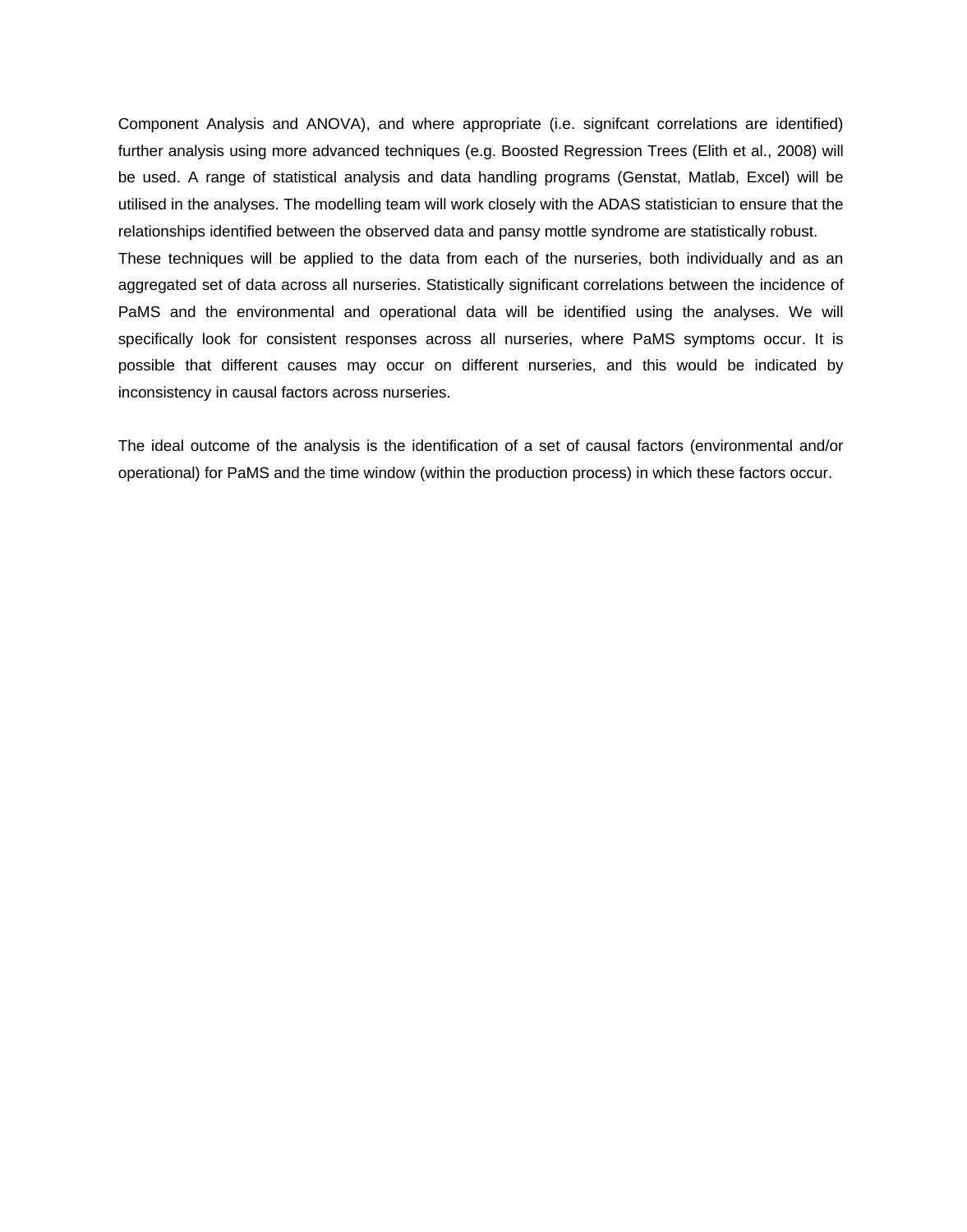Component Analysis and ANOVA), and where appropriate (i.e. signifcant correlations are identified) further analysis using more advanced techniques (e.g. Boosted Regression Trees (Elith et al., 2008) will be used. A range of statistical analysis and data handling programs (Genstat, Matlab, Excel) will be utilised in the analyses. The modelling team will work closely with the ADAS statistician to ensure that the relationships identified between the observed data and pansy mottle syndrome are statistically robust.

These techniques will be applied to the data from each of the nurseries, both individually and as an aggregated set of data across all nurseries. Statistically significant correlations between the incidence of PaMS and the environmental and operational data will be identified using the analyses. We will specifically look for consistent responses across all nurseries, where PaMS symptoms occur. It is possible that different causes may occur on different nurseries, and this would be indicated by inconsistency in causal factors across nurseries.

The ideal outcome of the analysis is the identification of a set of causal factors (environmental and/or operational) for PaMS and the time window (within the production process) in which these factors occur.